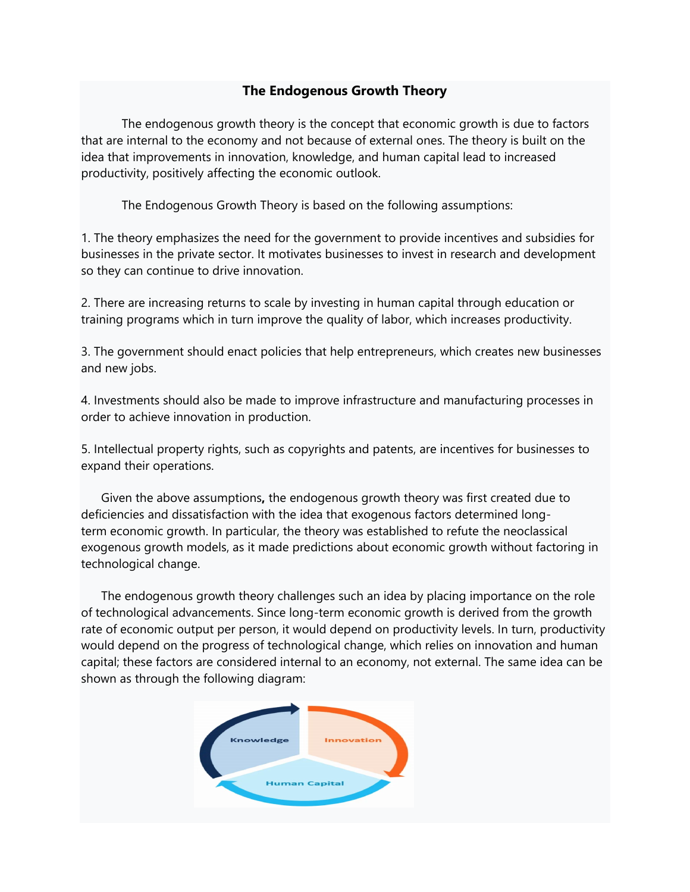# The Endogenous Growth Theory

The endogenous growth theory is the concept that economic growth is due to factors that are internal to the economy and not because of external ones. The theory is built on the idea that improvements in innovation, knowledge, and human capital lead to increased productivity, positively affecting the economic outlook.

The Endogenous Growth Theory is based on the following assumptions:

1. The theory emphasizes the need for the government to provide incentives and subsidies for businesses in the private sector. It motivates businesses to invest in research and development so they can continue to drive innovation.

2. There are increasing returns to scale by investing in human capital through education or training programs which in turn improve the quality of labor, which increases productivity.

3. The government should enact policies that help entrepreneurs, which creates new businesses and new jobs.

4. Investments should also be made to improve infrastructure and manufacturing processes in order to achieve innovation in production.

5. Intellectual property rights, such as copyrights and patents, are incentives for businesses to expand their operations.

Given the above assumptions**,** the endogenous growth theory was first created due to deficiencies and dissatisfaction with the idea that exogenous factors determined long-term economic growth. In particular, the theory was established to refute the neoclassical exogenous growth models, as it made predictions about economic growth without factoring in technological change.

The endogenous growth theory challenges such an idea by placing importance on the role of technological advancements. Since long-term economic growth is derived from the growth rate of economic output per person, it would depend on productivity levels. In turn, productivity would depend on the progress of technological change, which relies on innovation and human capital; these factors are considered internal to an economy, not external. The same idea can be shown as through the following diagram:

Knowledge

Innovation

Human Capital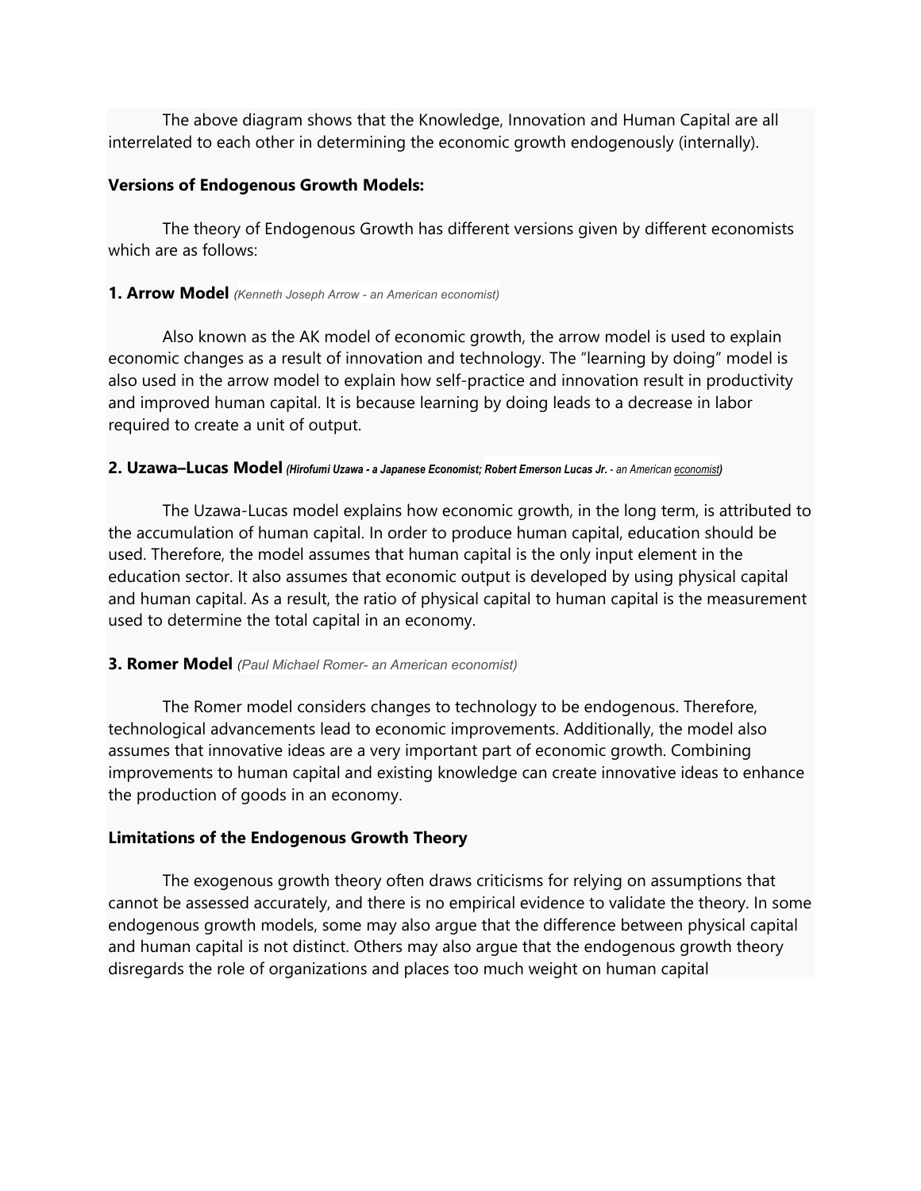The above diagram shows that the Knowledge, Innovation and Human Capital are all interrelated to each other in determining the economic growth endogenously (internally).

**Versions of Endogenous Growth Models:**

The theory of Endogenous Growth has different versions given by different economists which are as follows:

**1. Arrow Model** *(Kenneth Joseph Arrow - an American economist)*

Also known as the AK model of economic growth, the arrow model is used to explain economic changes as a result of innovation and technology. The "learning by doing" model is also used in the arrow model to explain how self-practice and innovation result in productivity and improved human capital. It is because learning by doing leads to a decrease in labor required to create a unit of output.

**2. Uzawa–Lucas Model** ***(Hirofumi Uzawa - a Japanese Economist; Robert Emerson Lucas Jr.** - an American economist**)***

The Uzawa-Lucas model explains how economic growth, in the long term, is attributed to the accumulation of human capital. In order to produce human capital, education should be used. Therefore, the model assumes that human capital is the only input element in the education sector. It also assumes that economic output is developed by using physical capital and human capital. As a result, the ratio of physical capital to human capital is the measurement used to determine the total capital in an economy.

**3. Romer Model** *(Paul Michael Romer- an American economist)*

The Romer model considers changes to technology to be endogenous. Therefore, technological advancements lead to economic improvements. Additionally, the model also assumes that innovative ideas are a very important part of economic growth. Combining improvements to human capital and existing knowledge can create innovative ideas to enhance the production of goods in an economy.

**Limitations of the Endogenous Growth Theory**

The exogenous growth theory often draws criticisms for relying on assumptions that cannot be assessed accurately, and there is no empirical evidence to validate the theory. In some endogenous growth models, some may also argue that the difference between physical capital and human capital is not distinct. Others may also argue that the endogenous growth theory disregards the role of organizations and places too much weight on human capital